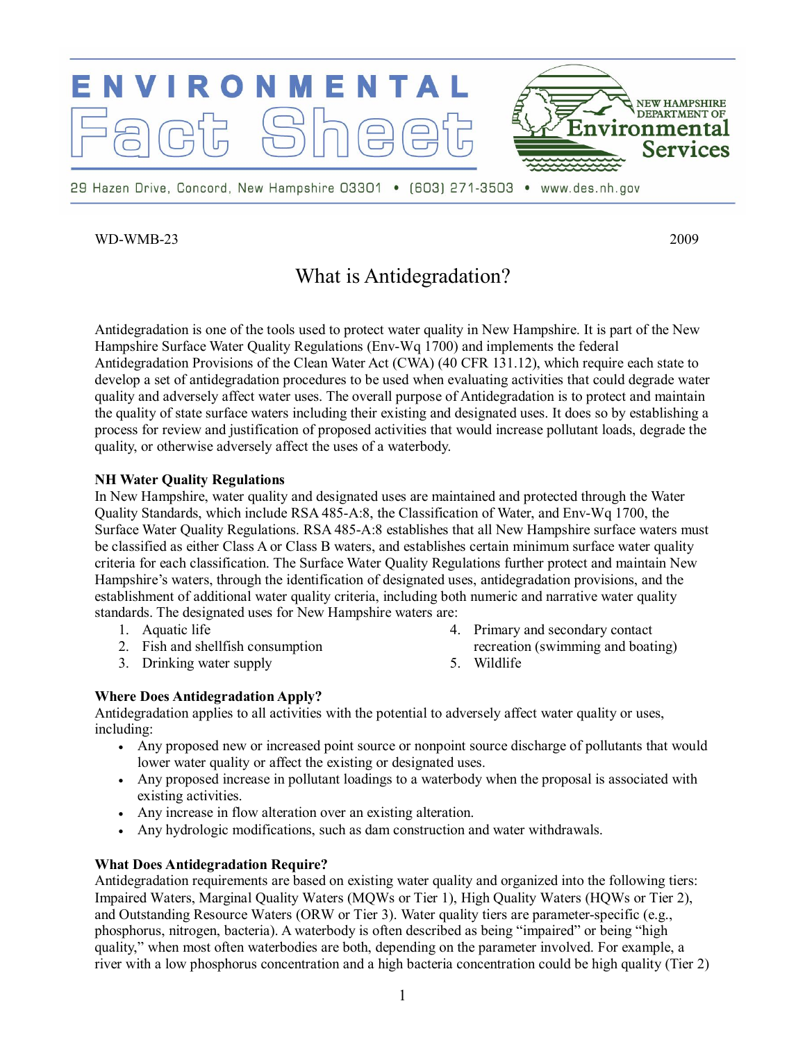# ENVIRONMENTAL Fact Sheet

NEW HAMPSHIRE DEPARTMENT OF Environmental Services

29 Hazen Drive, Concord, New Hampshire 03301 • (603) 271-3503 • www.des.nh.gov

WD-WMB-23 2009

## What is Antidegradation?

Antidegradation is one of the tools used to protect water quality in New Hampshire. It is part of the New Hampshire Surface Water Quality Regulations (Env-Wq 1700) and implements the federal Antidegradation Provisions of the Clean Water Act (CWA) (40 CFR 131.12), which require each state to develop a set of antidegradation procedures to be used when evaluating activities that could degrade water quality and adversely affect water uses. The overall purpose of Antidegradation is to protect and maintain the quality of state surface waters including their existing and designated uses. It does so by establishing a process for review and justification of proposed activities that would increase pollutant loads, degrade the quality, or otherwise adversely affect the uses of a waterbody.

**NH Water Quality Regulations**

In New Hampshire, water quality and designated uses are maintained and protected through the Water Quality Standards, which include RSA 485-A:8, the Classification of Water, and Env-Wq 1700, the Surface Water Quality Regulations. RSA 485-A:8 establishes that all New Hampshire surface waters must be classified as either Class A or Class B waters, and establishes certain minimum surface water quality criteria for each classification. The Surface Water Quality Regulations further protect and maintain New Hampshire's waters, through the identification of designated uses, antidegradation provisions, and the establishment of additional water quality criteria, including both numeric and narrative water quality standards. The designated uses for New Hampshire waters are:

1. Aquatic life
2. Fish and shellfish consumption
3. Drinking water supply
4. Primary and secondary contact recreation (swimming and boating)
5. Wildlife

**Where Does Antidegradation Apply?**

Antidegradation applies to all activities with the potential to adversely affect water quality or uses, including:

- Any proposed new or increased point source or nonpoint source discharge of pollutants that would lower water quality or affect the existing or designated uses.
- Any proposed increase in pollutant loadings to a waterbody when the proposal is associated with existing activities.
- Any increase in flow alteration over an existing alteration.
- Any hydrologic modifications, such as dam construction and water withdrawals.

**What Does Antidegradation Require?**

Antidegradation requirements are based on existing water quality and organized into the following tiers: Impaired Waters, Marginal Quality Waters (MQWs or Tier 1), High Quality Waters (HQWs or Tier 2), and Outstanding Resource Waters (ORW or Tier 3). Water quality tiers are parameter-specific (e.g., phosphorus, nitrogen, bacteria). A waterbody is often described as being "impaired" or being "high quality," when most often waterbodies are both, depending on the parameter involved. For example, a river with a low phosphorus concentration and a high bacteria concentration could be high quality (Tier 2)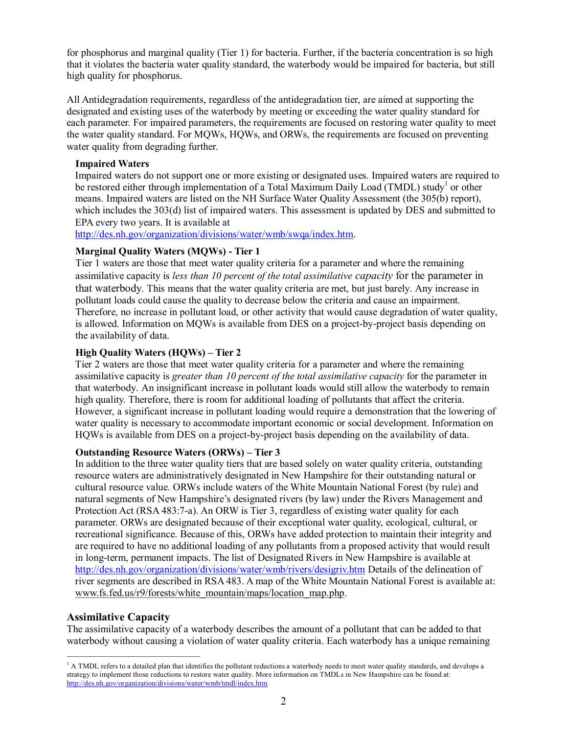for phosphorus and marginal quality (Tier 1) for bacteria. Further, if the bacteria concentration is so high that it violates the bacteria water quality standard, the waterbody would be impaired for bacteria, but still high quality for phosphorus.

All Antidegradation requirements, regardless of the antidegradation tier, are aimed at supporting the designated and existing uses of the waterbody by meeting or exceeding the water quality standard for each parameter. For impaired parameters, the requirements are focused on restoring water quality to meet the water quality standard. For MQWs, HQWs, and ORWs, the requirements are focused on preventing water quality from degrading further.

**Impaired Waters**

Impaired waters do not support one or more existing or designated uses. Impaired waters are required to be restored either through implementation of a Total Maximum Daily Load (TMDL) study[1] or other means. Impaired waters are listed on the NH Surface Water Quality Assessment (the 305(b) report), which includes the 303(d) list of impaired waters. This assessment is updated by DES and submitted to EPA every two years. It is available at http://des.nh.gov/organization/divisions/water/wmb/swqa/index.htm.

**Marginal Quality Waters (MQWs) - Tier 1**

Tier 1 waters are those that meet water quality criteria for a parameter and where the remaining assimilative capacity is *less than 10 percent of the total assimilative capacity* for the parameter in that waterbody. This means that the water quality criteria are met, but just barely. Any increase in pollutant loads could cause the quality to decrease below the criteria and cause an impairment. Therefore, no increase in pollutant load, or other activity that would cause degradation of water quality, is allowed. Information on MQWs is available from DES on a project-by-project basis depending on the availability of data.

**High Quality Waters (HQWs) – Tier 2**

Tier 2 waters are those that meet water quality criteria for a parameter and where the remaining assimilative capacity is *greater than 10 percent of the total assimilative capacity* for the parameter in that waterbody. An insignificant increase in pollutant loads would still allow the waterbody to remain high quality. Therefore, there is room for additional loading of pollutants that affect the criteria. However, a significant increase in pollutant loading would require a demonstration that the lowering of water quality is necessary to accommodate important economic or social development. Information on HQWs is available from DES on a project-by-project basis depending on the availability of data.

**Outstanding Resource Waters (ORWs) – Tier 3**

In addition to the three water quality tiers that are based solely on water quality criteria, outstanding resource waters are administratively designated in New Hampshire for their outstanding natural or cultural resource value. ORWs include waters of the White Mountain National Forest (by rule) and natural segments of New Hampshire's designated rivers (by law) under the Rivers Management and Protection Act (RSA 483:7-a). An ORW is Tier 3, regardless of existing water quality for each parameter. ORWs are designated because of their exceptional water quality, ecological, cultural, or recreational significance. Because of this, ORWs have added protection to maintain their integrity and are required to have no additional loading of any pollutants from a proposed activity that would result in long-term, permanent impacts. The list of Designated Rivers in New Hampshire is available at http://des.nh.gov/organization/divisions/water/wmb/rivers/desigriv.htm Details of the delineation of river segments are described in RSA 483. A map of the White Mountain National Forest is available at: www.fs.fed.us/r9/forests/white_mountain/maps/location_map.php.

## Assimilative Capacity

The assimilative capacity of a waterbody describes the amount of a pollutant that can be added to that waterbody without causing a violation of water quality criteria. Each waterbody has a unique remaining

[1] A TMDL refers to a detailed plan that identifies the pollutant reductions a waterbody needs to meet water quality standards, and develops a strategy to implement those reductions to restore water quality. More information on TMDLs in New Hampshire can be found at: http://des.nh.gov/organization/divisions/water/wmb/tmdl/index.htm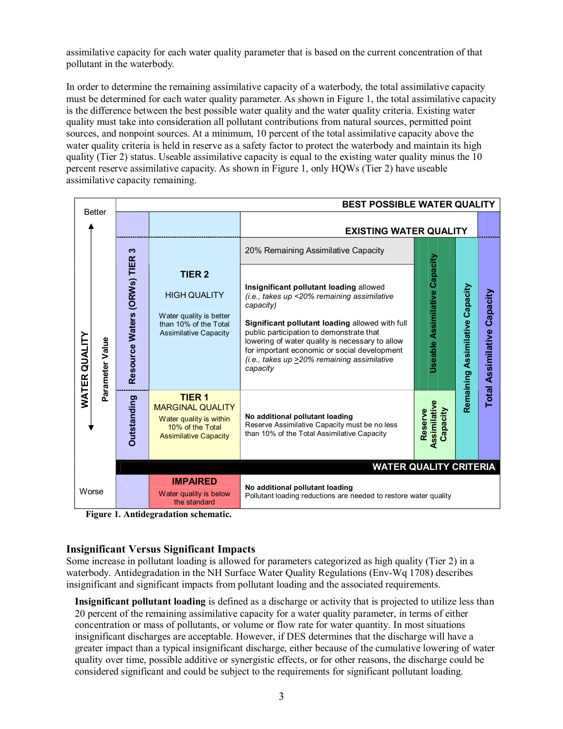assimilative capacity for each water quality parameter that is based on the current concentration of that pollutant in the waterbody.

In order to determine the remaining assimilative capacity of a waterbody, the total assimilative capacity must be determined for each water quality parameter. As shown in Figure 1, the total assimilative capacity is the difference between the best possible water quality and the water quality criteria. Existing water quality must take into consideration all pollutant contributions from natural sources, permitted point sources, and nonpoint sources. At a minimum, 10 percent of the total assimilative capacity above the water quality criteria is held in reserve as a safety factor to protect the waterbody and maintain its high quality (Tier 2) status. Useable assimilative capacity is equal to the existing water quality minus the 10 percent reserve assimilative capacity. As shown in Figure 1, only HQWs (Tier 2) have useable assimilative capacity remaining.

| WATER QUALITY (Better → Worse) / Parameter Value | Category | Requirements | Assimilative Capacity |
|---|---|---|---|
| | | **BEST POSSIBLE WATER QUALITY** | Total Assimilative Capacity |
| | | **EXISTING WATER QUALITY** | |
| Outstanding Resource Waters (ORWs) TIER 3 | | 20% Remaining Assimilative Capacity | Useable Assimilative Capacity; Remaining Assimilative Capacity |
| | **TIER 2** HIGH QUALITY — Water quality is better than 10% of the Total Assimilative Capacity | **Insignificant pollutant loading** allowed *(i.e., takes up <20% remaining assimilative capacity)* **Significant pollutant loading** allowed with full public participation to demonstrate that lowering of water quality is necessary to allow for important economic or social development *(i.e., takes up ≥20% remaining assimilative capacity* | Useable Assimilative Capacity |
| | **TIER 1** MARGINAL QUALITY — Water quality is within 10% of the Total Assimilative Capacity | **No additional pollutant loading** Reserve Assimilative Capacity must be no less than 10% of the Total Assimilative Capacity | Reserve Assimilative Capacity |
| | | **WATER QUALITY CRITERIA** | |
| | **IMPAIRED** — Water quality is below the standard | **No additional pollutant loading** Pollutant loading reductions are needed to restore water quality | |

**Figure 1. Antidegradation schematic.**

## Insignificant Versus Significant Impacts

Some increase in pollutant loading is allowed for parameters categorized as high quality (Tier 2) in a waterbody. Antidegradation in the NH Surface Water Quality Regulations (Env-Wq 1708) describes insignificant and significant impacts from pollutant loading and the associated requirements.

> **Insignificant pollutant loading** is defined as a discharge or activity that is projected to utilize less than 20 percent of the remaining assimilative capacity for a water quality parameter, in terms of either concentration or mass of pollutants, or volume or flow rate for water quantity. In most situations insignificant discharges are acceptable. However, if DES determines that the discharge will have a greater impact than a typical insignificant discharge, either because of the cumulative lowering of water quality over time, possible additive or synergistic effects, or for other reasons, the discharge could be considered significant and could be subject to the requirements for significant pollutant loading.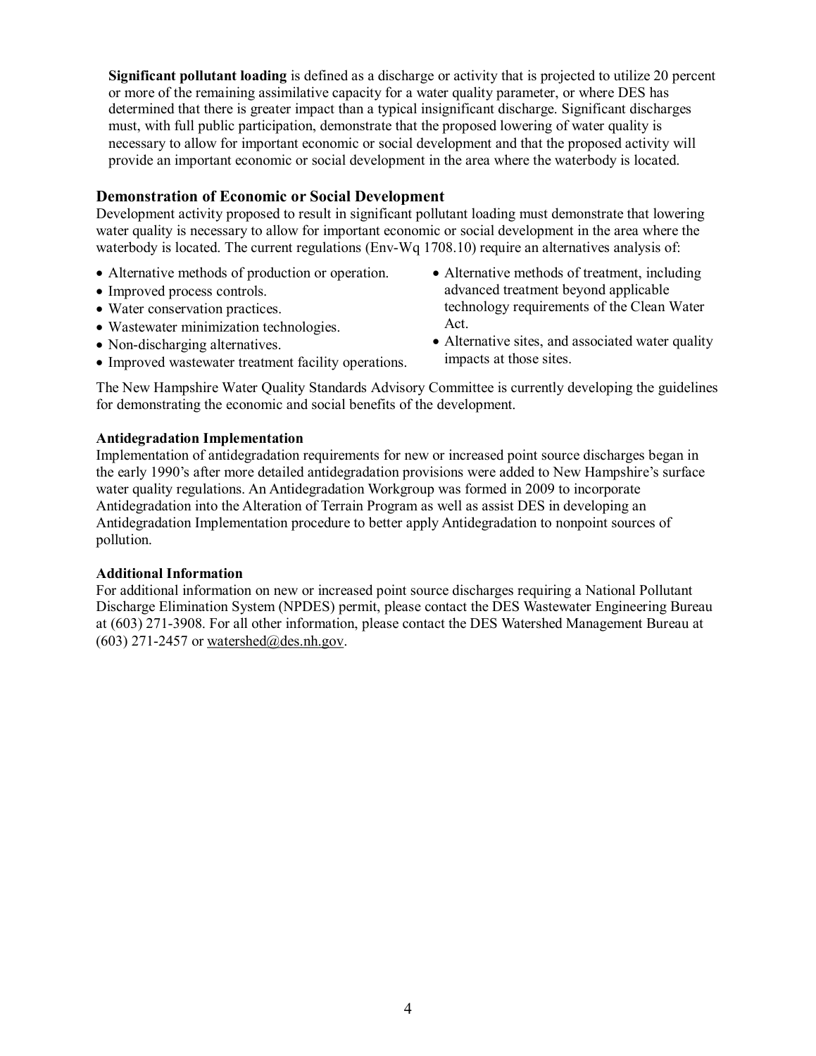**Significant pollutant loading** is defined as a discharge or activity that is projected to utilize 20 percent or more of the remaining assimilative capacity for a water quality parameter, or where DES has determined that there is greater impact than a typical insignificant discharge. Significant discharges must, with full public participation, demonstrate that the proposed lowering of water quality is necessary to allow for important economic or social development and that the proposed activity will provide an important economic or social development in the area where the waterbody is located.

## Demonstration of Economic or Social Development

Development activity proposed to result in significant pollutant loading must demonstrate that lowering water quality is necessary to allow for important economic or social development in the area where the waterbody is located. The current regulations (Env-Wq 1708.10) require an alternatives analysis of:

- Alternative methods of production or operation.
- Improved process controls.
- Water conservation practices.
- Wastewater minimization technologies.
- Non-discharging alternatives.
- Improved wastewater treatment facility operations.
- Alternative methods of treatment, including advanced treatment beyond applicable technology requirements of the Clean Water Act.
- Alternative sites, and associated water quality impacts at those sites.

The New Hampshire Water Quality Standards Advisory Committee is currently developing the guidelines for demonstrating the economic and social benefits of the development.

### Antidegradation Implementation

Implementation of antidegradation requirements for new or increased point source discharges began in the early 1990's after more detailed antidegradation provisions were added to New Hampshire's surface water quality regulations. An Antidegradation Workgroup was formed in 2009 to incorporate Antidegradation into the Alteration of Terrain Program as well as assist DES in developing an Antidegradation Implementation procedure to better apply Antidegradation to nonpoint sources of pollution.

### Additional Information

For additional information on new or increased point source discharges requiring a National Pollutant Discharge Elimination System (NPDES) permit, please contact the DES Wastewater Engineering Bureau at (603) 271-3908. For all other information, please contact the DES Watershed Management Bureau at (603) 271-2457 or watershed@des.nh.gov.